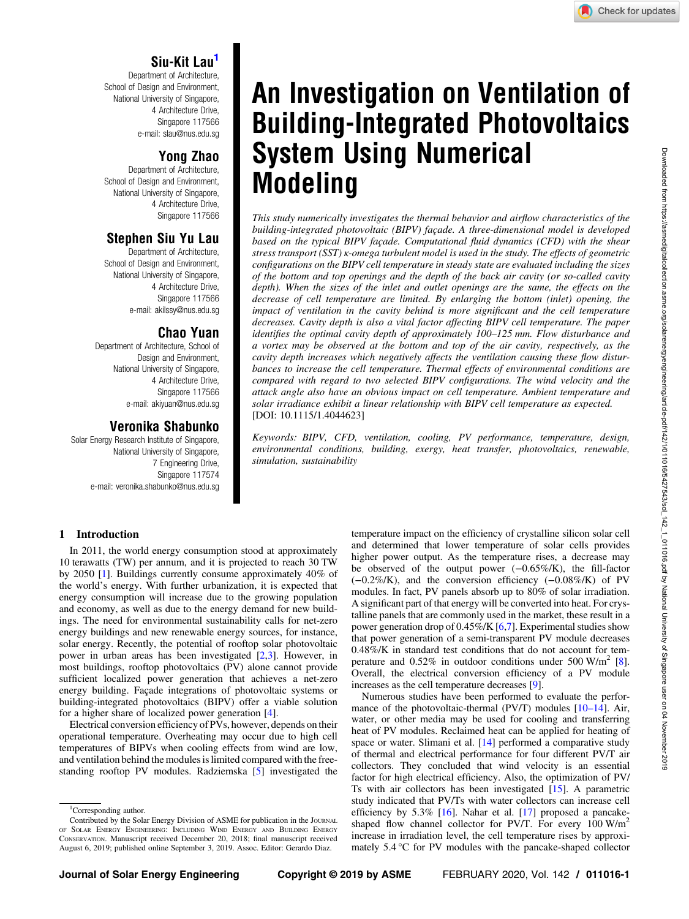# An Investigation on Ventilation of Building-Integrated Photovoltaics System Using Numerical Modeling

**Siu-Kit Lau**[1]
Department of Architecture,
School of Design and Environment,
National University of Singapore,
4 Architecture Drive,
Singapore 117566
e-mail: slau@nus.edu.sg

**Yong Zhao**
Department of Architecture,
School of Design and Environment,
National University of Singapore,
4 Architecture Drive,
Singapore 117566

**Stephen Siu Yu Lau**
Department of Architecture,
School of Design and Environment,
National University of Singapore,
4 Architecture Drive,
Singapore 117566
e-mail: akilssy@nus.edu.sg

**Chao Yuan**
Department of Architecture, School of
Design and Environment,
National University of Singapore,
4 Architecture Drive,
Singapore 117566
e-mail: akiyuan@nus.edu.sg

**Veronika Shabunko**
Solar Energy Research Institute of Singapore,
National University of Singapore,
7 Engineering Drive,
Singapore 117574
e-mail: veronika.shabunko@nus.edu.sg

*This study numerically investigates the thermal behavior and airflow characteristics of the building-integrated photovoltaic (BIPV) façade. A three-dimensional model is developed based on the typical BIPV façade. Computational fluid dynamics (CFD) with the shear stress transport (SST) κ-omega turbulent model is used in the study. The effects of geometric configurations on the BIPV cell temperature in steady state are evaluated including the sizes of the bottom and top openings and the depth of the back air cavity (or so-called cavity depth). When the sizes of the inlet and outlet openings are the same, the effects on the decrease of cell temperature are limited. By enlarging the bottom (inlet) opening, the impact of ventilation in the cavity behind is more significant and the cell temperature decreases. Cavity depth is also a vital factor affecting BIPV cell temperature. The paper identifies the optimal cavity depth of approximately 100–125 mm. Flow disturbance and a vortex may be observed at the bottom and top of the air cavity, respectively, as the cavity depth increases which negatively affects the ventilation causing these flow disturbances to increase the cell temperature. Thermal effects of environmental conditions are compared with regard to two selected BIPV configurations. The wind velocity and the attack angle also have an obvious impact on cell temperature. Ambient temperature and solar irradiance exhibit a linear relationship with BIPV cell temperature as expected.* [DOI: 10.1115/1.4044623]

*Keywords: BIPV, CFD, ventilation, cooling, PV performance, temperature, design, environmental conditions, building, exergy, heat transfer, photovoltaics, renewable, simulation, sustainability*

## 1 Introduction

In 2011, the world energy consumption stood at approximately 10 terawatts (TW) per annum, and it is projected to reach 30 TW by 2050 [1]. Buildings currently consume approximately 40% of the world's energy. With further urbanization, it is expected that energy consumption will increase due to the growing population and economy, as well as due to the energy demand for new buildings. The need for environmental sustainability calls for net-zero energy buildings and new renewable energy sources, for instance, solar energy. Recently, the potential of rooftop solar photovoltaic power in urban areas has been investigated [2,3]. However, in most buildings, rooftop photovoltaics (PV) alone cannot provide sufficient localized power generation that achieves a net-zero energy building. Façade integrations of photovoltaic systems or building-integrated photovoltaics (BIPV) offer a viable solution for a higher share of localized power generation [4].

Electrical conversion efficiency of PVs, however, depends on their operational temperature. Overheating may occur due to high cell temperatures of BIPVs when cooling effects from wind are low, and ventilation behind the modules is limited compared with the free-standing rooftop PV modules. Radziemska [5] investigated the temperature impact on the efficiency of crystalline silicon solar cell and determined that lower temperature of solar cells provides higher power output. As the temperature rises, a decrease may be observed of the output power (−0.65%/K), the fill-factor (−0.2%/K), and the conversion efficiency (−0.08%/K) of PV modules. In fact, PV panels absorb up to 80% of solar irradiation. A significant part of that energy will be converted into heat. For crystalline panels that are commonly used in the market, these result in a power generation drop of 0.45%/K [6,7]. Experimental studies show that power generation of a semi-transparent PV module decreases 0.48%/K in standard test conditions that do not account for temperature and 0.52% in outdoor conditions under 500 W/m$^2$ [8]. Overall, the electrical conversion efficiency of a PV module increases as the cell temperature decreases [9].

Numerous studies have been performed to evaluate the performance of the photovoltaic-thermal (PV/T) modules [10–14]. Air, water, or other media may be used for cooling and transferring heat of PV modules. Reclaimed heat can be applied for heating of space or water. Slimani et al. [14] performed a comparative study of thermal and electrical performance for four different PV/T air collectors. They concluded that wind velocity is an essential factor for high electrical efficiency. Also, the optimization of PV/Ts with air collectors has been investigated [15]. A parametric study indicated that PV/Ts with water collectors can increase cell efficiency by 5.3% [16]. Nahar et al. [17] proposed a pancake-shaped flow channel collector for PV/T. For every 100 W/m$^2$ increase in irradiation level, the cell temperature rises by approximately 5.4 °C for PV modules with the pancake-shaped collector

---

[1]Corresponding author.

Contributed by the Solar Energy Division of ASME for publication in the Journal of Solar Energy Engineering: Including Wind Energy and Building Energy Conservation. Manuscript received December 20, 2018; final manuscript received August 6, 2019; published online September 3, 2019. Assoc. Editor: Gerardo Diaz.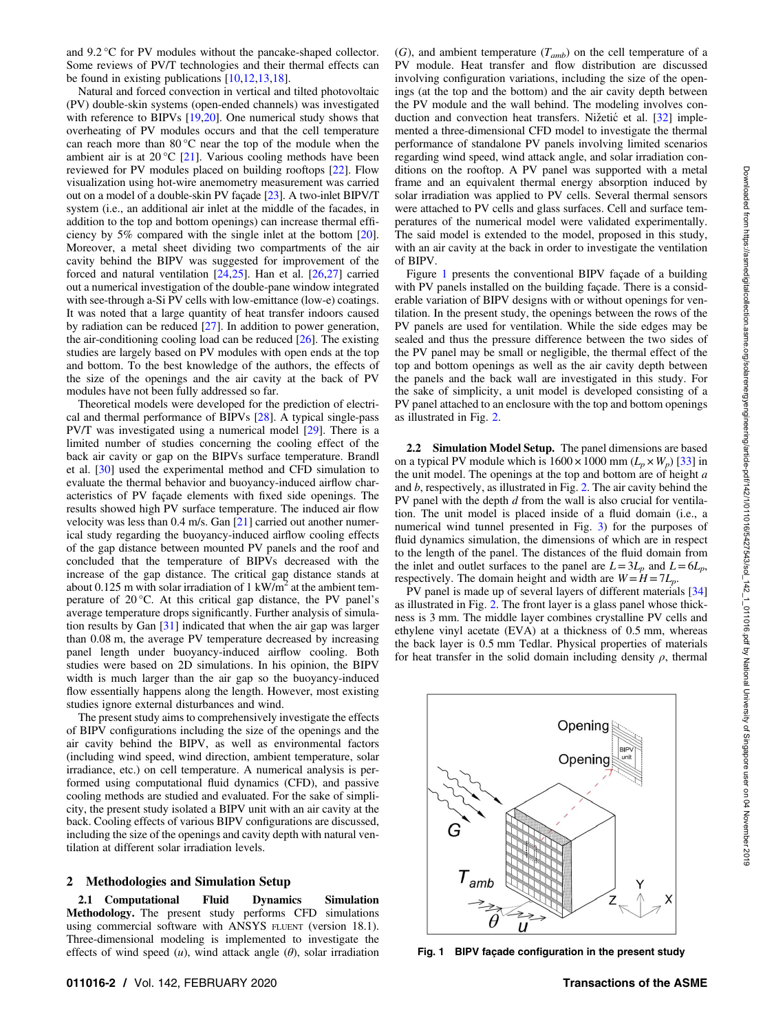and 9.2 °C for PV modules without the pancake-shaped collector. Some reviews of PV/T technologies and their thermal effects can be found in existing publications [10,12,13,18].

Natural and forced convection in vertical and tilted photovoltaic (PV) double-skin systems (open-ended channels) was investigated with reference to BIPVs [19,20]. One numerical study shows that overheating of PV modules occurs and that the cell temperature can reach more than 80 °C near the top of the module when the ambient air is at 20 °C [21]. Various cooling methods have been reviewed for PV modules placed on building rooftops [22]. Flow visualization using hot-wire anemometry measurement was carried out on a model of a double-skin PV façade [23]. A two-inlet BIPV/T system (i.e., an additional air inlet at the middle of the facades, in addition to the top and bottom openings) can increase thermal efficiency by 5% compared with the single inlet at the bottom [20]. Moreover, a metal sheet dividing two compartments of the air cavity behind the BIPV was suggested for improvement of the forced and natural ventilation [24,25]. Han et al. [26,27] carried out a numerical investigation of the double-pane window integrated with see-through a-Si PV cells with low-emittance (low-e) coatings. It was noted that a large quantity of heat transfer indoors caused by radiation can be reduced [27]. In addition to power generation, the air-conditioning cooling load can be reduced [26]. The existing studies are largely based on PV modules with open ends at the top and bottom. To the best knowledge of the authors, the effects of the size of the openings and the air cavity at the back of PV modules have not been fully addressed so far.

Theoretical models were developed for the prediction of electrical and thermal performance of BIPVs [28]. A typical single-pass PV/T was investigated using a numerical model [29]. There is a limited number of studies concerning the cooling effect of the back air cavity or gap on the BIPVs surface temperature. Brandl et al. [30] used the experimental method and CFD simulation to evaluate the thermal behavior and buoyancy-induced airflow characteristics of PV façade elements with fixed side openings. The results showed high PV surface temperature. The induced air flow velocity was less than 0.4 m/s. Gan [21] carried out another numerical study regarding the buoyancy-induced airflow cooling effects of the gap distance between mounted PV panels and the roof and concluded that the temperature of BIPVs decreased with the increase of the gap distance. The critical gap distance stands at about 0.125 m with solar irradiation of 1 kW/m$^2$ at the ambient temperature of 20 °C. At this critical gap distance, the PV panel's average temperature drops significantly. Further analysis of simulation results by Gan [31] indicated that when the air gap was larger than 0.08 m, the average PV temperature decreased by increasing panel length under buoyancy-induced airflow cooling. Both studies were based on 2D simulations. In his opinion, the BIPV width is much larger than the air gap so the buoyancy-induced flow essentially happens along the length. However, most existing studies ignore external disturbances and wind.

The present study aims to comprehensively investigate the effects of BIPV configurations including the size of the openings and the air cavity behind the BIPV, as well as environmental factors (including wind speed, wind direction, ambient temperature, solar irradiance, etc.) on cell temperature. A numerical analysis is performed using computational fluid dynamics (CFD), and passive cooling methods are studied and evaluated. For the sake of simplicity, the present study isolated a BIPV unit with an air cavity at the back. Cooling effects of various BIPV configurations are discussed, including the size of the openings and cavity depth with natural ventilation at different solar irradiation levels.

## 2 Methodologies and Simulation Setup

**2.1 Computational Fluid Dynamics Simulation Methodology.** The present study performs CFD simulations using commercial software with ANSYS FLUENT (version 18.1). Three-dimensional modeling is implemented to investigate the effects of wind speed ($u$), wind attack angle ($\theta$), solar irradiation ($G$), and ambient temperature ($T_{amb}$) on the cell temperature of a PV module. Heat transfer and flow distribution are discussed involving configuration variations, including the size of the openings (at the top and the bottom) and the air cavity depth between the PV module and the wall behind. The modeling involves conduction and convection heat transfers. Nižetić et al. [32] implemented a three-dimensional CFD model to investigate the thermal performance of standalone PV panels involving limited scenarios regarding wind speed, wind attack angle, and solar irradiation conditions on the rooftop. A PV panel was supported with a metal frame and an equivalent thermal energy absorption induced by solar irradiation was applied to PV cells. Several thermal sensors were attached to PV cells and glass surfaces. Cell and surface temperatures of the numerical model were validated experimentally. The said model is extended to the model, proposed in this study, with an air cavity at the back in order to investigate the ventilation of BIPV.

Figure 1 presents the conventional BIPV façade of a building with PV panels installed on the building façade. There is a considerable variation of BIPV designs with or without openings for ventilation. In the present study, the openings between the rows of the PV panels are used for ventilation. While the side edges may be sealed and thus the pressure difference between the two sides of the PV panel may be small or negligible, the thermal effect of the top and bottom openings as well as the air cavity depth between the panels and the back wall are investigated in this study. For the sake of simplicity, a unit model is developed consisting of a PV panel attached to an enclosure with the top and bottom openings as illustrated in Fig. 2.

**2.2 Simulation Model Setup.** The panel dimensions are based on a typical PV module which is 1600 × 1000 mm ($L_p \times W_p$) [33] in the unit model. The openings at the top and bottom are of height $a$ and $b$, respectively, as illustrated in Fig. 2. The air cavity behind the PV panel with the depth $d$ from the wall is also crucial for ventilation. The unit model is placed inside of a fluid domain (i.e., a numerical wind tunnel presented in Fig. 3) for the purposes of fluid dynamics simulation, the dimensions of which are in respect to the length of the panel. The distances of the fluid domain from the inlet and outlet surfaces to the panel are $L = 3L_p$ and $L = 6L_p$, respectively. The domain height and width are $W = H = 7L_p$.

PV panel is made up of several layers of different materials [34] as illustrated in Fig. 2. The front layer is a glass panel whose thickness is 3 mm. The middle layer combines crystalline PV cells and ethylene vinyl acetate (EVA) at a thickness of 0.5 mm, whereas the back layer is 0.5 mm Tedlar. Physical properties of materials for heat transfer in the solid domain including density $\rho$, thermal

Fig. 1 BIPV façade configuration in the present study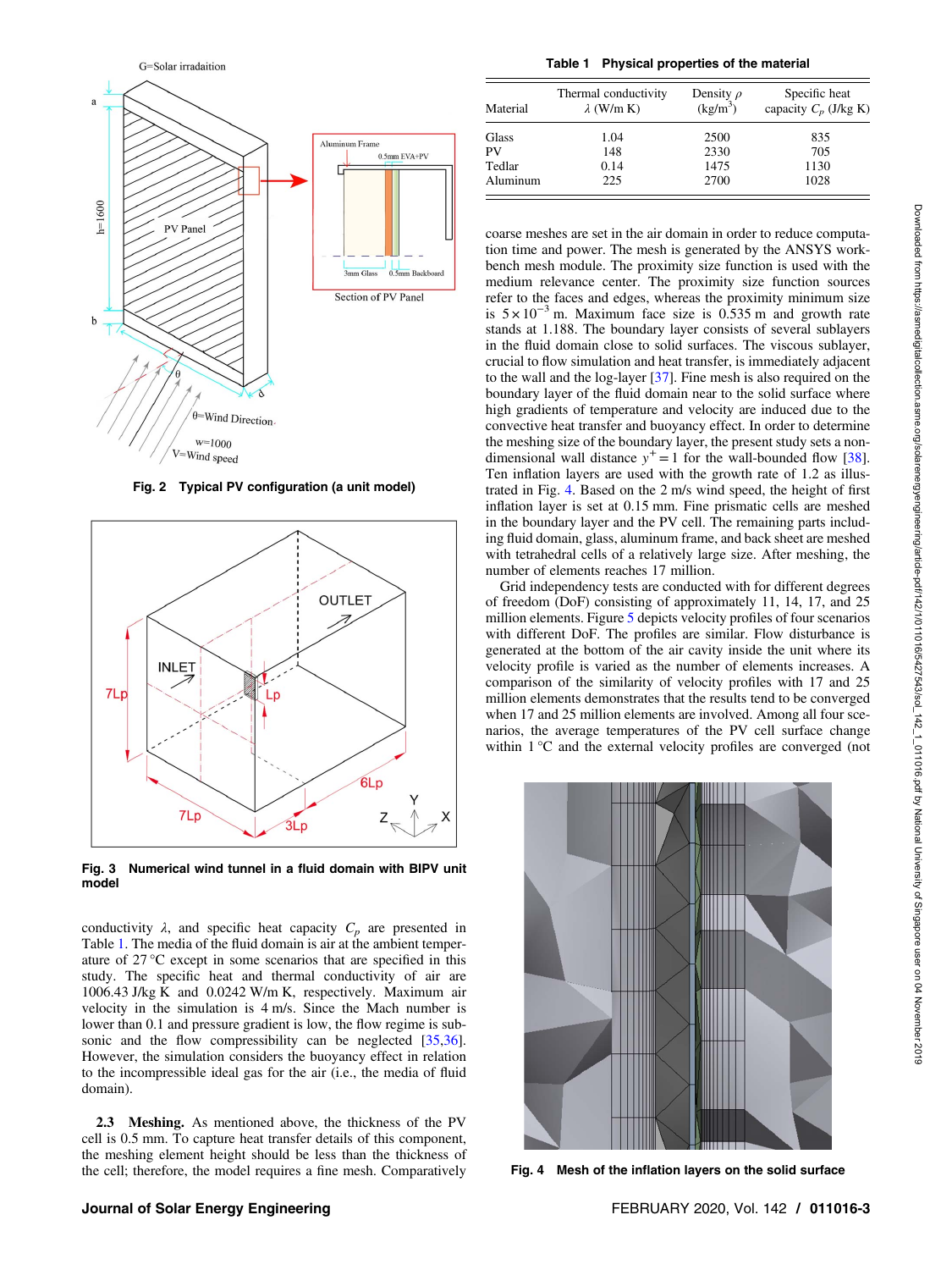Fig. 2 Typical PV configuration (a unit model)

Fig. 3 Numerical wind tunnel in a fluid domain with BIPV unit model

conductivity $\lambda$, and specific heat capacity $C_p$ are presented in Table 1. The media of the fluid domain is air at the ambient temperature of 27 °C except in some scenarios that are specified in this study. The specific heat and thermal conductivity of air are 1006.43 J/kg K and 0.0242 W/m K, respectively. Maximum air velocity in the simulation is 4 m/s. Since the Mach number is lower than 0.1 and pressure gradient is low, the flow regime is subsonic and the flow compressibility can be neglected [35,36]. However, the simulation considers the buoyancy effect in relation to the incompressible ideal gas for the air (i.e., the media of fluid domain).

**2.3 Meshing.** As mentioned above, the thickness of the PV cell is 0.5 mm. To capture heat transfer details of this component, the meshing element height should be less than the thickness of the cell; therefore, the model requires a fine mesh. Comparatively coarse meshes are set in the air domain in order to reduce computation time and power. The mesh is generated by the ANSYS workbench mesh module. The proximity size function is used with the medium relevance center. The proximity size function sources refer to the faces and edges, whereas the proximity minimum size is $5\times10^{-3}$ m. Maximum face size is 0.535 m and growth rate stands at 1.188. The boundary layer consists of several sublayers in the fluid domain close to solid surfaces. The viscous sublayer, crucial to flow simulation and heat transfer, is immediately adjacent to the wall and the log-layer [37]. Fine mesh is also required on the boundary layer of the fluid domain near to the solid surface where high gradients of temperature and velocity are induced due to the convective heat transfer and buoyancy effect. In order to determine the meshing size of the boundary layer, the present study sets a nondimensional wall distance $y^+ = 1$ for the wall-bounded flow [38]. Ten inflation layers are used with the growth rate of 1.2 as illustrated in Fig. 4. Based on the 2 m/s wind speed, the height of first inflation layer is set at 0.15 mm. Fine prismatic cells are meshed in the boundary layer and the PV cell. The remaining parts including fluid domain, glass, aluminum frame, and back sheet are meshed with tetrahedral cells of a relatively large size. After meshing, the number of elements reaches 17 million.

Grid independency tests are conducted with for different degrees of freedom (DoF) consisting of approximately 11, 14, 17, and 25 million elements. Figure 5 depicts velocity profiles of four scenarios with different DoF. The profiles are similar. Flow disturbance is generated at the bottom of the air cavity inside the unit where its velocity profile is varied as the number of elements increases. A comparison of the similarity of velocity profiles with 17 and 25 million elements demonstrates that the results tend to be converged when 17 and 25 million elements are involved. Among all four scenarios, the average temperatures of the PV cell surface change within 1 °C and the external velocity profiles are converged (not

**Table 1 Physical properties of the material**

| Material | Thermal conductivity $\lambda$ (W/m K) | Density $\rho$ (kg/m$^3$) | Specific heat capacity $C_p$ (J/kg K) |
|---|---|---|---|
| Glass | 1.04 | 2500 | 835 |
| PV | 148 | 2330 | 705 |
| Tedlar | 0.14 | 1475 | 1130 |
| Aluminum | 225 | 2700 | 1028 |

Fig. 4 Mesh of the inflation layers on the solid surface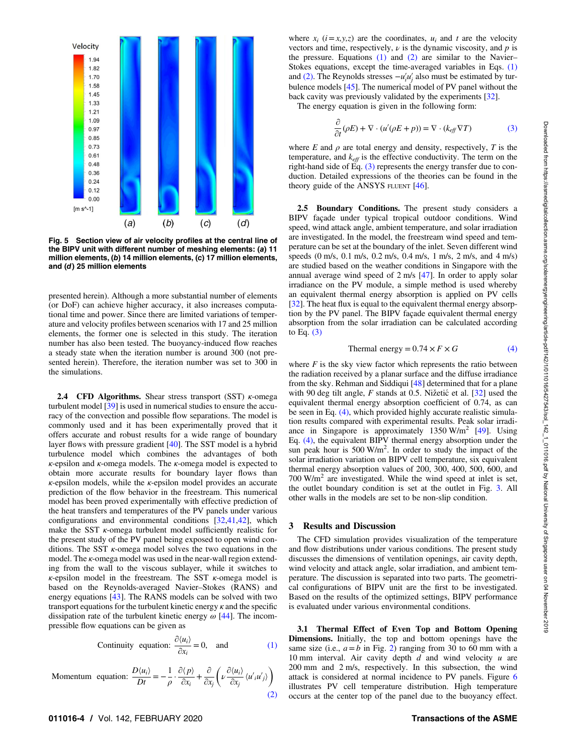Fig. 5 Section view of air velocity profiles at the central line of the BIPV unit with different number of meshing elements: (a) 11 million elements, (b) 14 million elements, (c) 17 million elements, and (d) 25 million elements

presented herein). Although a more substantial number of elements (or DoF) can achieve higher accuracy, it also increases computational time and power. Since there are limited variations of temperature and velocity profiles between scenarios with 17 and 25 million elements, the former one is selected in this study. The iteration number has also been tested. The buoyancy-induced flow reaches a steady state when the iteration number is around 300 (not presented herein). Therefore, the iteration number was set to 300 in the simulations.

**2.4 CFD Algorithms.** Shear stress transport (SST) $\kappa$-omega turbulent model [39] is used in numerical studies to ensure the accuracy of the convection and possible flow separations. The model is commonly used and it has been experimentally proved that it offers accurate and robust results for a wide range of boundary layer flows with pressure gradient [40]. The SST model is a hybrid turbulence model which combines the advantages of both $\kappa$-epsilon and $\kappa$-omega models. The $\kappa$-omega model is expected to obtain more accurate results for boundary layer flows than $\kappa$-epsilon models, while the $\kappa$-epsilon model provides an accurate prediction of the flow behavior in the freestream. This numerical model has been proved experimentally with effective prediction of the heat transfers and temperatures of the PV panels under various configurations and environmental conditions [32,41,42], which make the SST $\kappa$-omega turbulent model sufficiently realistic for the present study of the PV panel being exposed to open wind conditions. The SST $\kappa$-omega model solves the two equations in the model. The $\kappa$-omega model was used in the near-wall region extending from the wall to the viscous sublayer, while it switches to $\kappa$-epsilon model in the freestream. The SST $\kappa$-omega model is based on the Reynolds-averaged Navier–Stokes (RANS) and energy equations [43]. The RANS models can be solved with two transport equations for the turbulent kinetic energy $\kappa$ and the specific dissipation rate of the turbulent kinetic energy $\omega$ [44]. The incompressible flow equations can be given as

$$\text{Continuity equation:} \quad \frac{\partial \langle u_i \rangle}{\partial x_i} = 0, \quad \text{and} \tag{1}$$

$$\text{Momentum equation:} \quad \frac{D\langle u_i \rangle}{Dt} = -\frac{1}{\rho} \cdot \frac{\partial \langle p \rangle}{\partial x_i} + \frac{\partial}{\partial x_j}\left(\nu \frac{\partial \langle u_i \rangle}{\partial x_j} \langle u'_i u'_j \rangle\right) \tag{2}$$

where $x_i$ ($i = x,y,z$) are the coordinates, $u_i$ and $t$ are the velocity vectors and time, respectively, $\nu$ is the dynamic viscosity, and $p$ is the pressure. Equations (1) and (2) are similar to the Navier–Stokes equations, except the time-averaged variables in Eqs. (1) and (2). The Reynolds stresses $-u'_i u'_j$ also must be estimated by turbulence models [45]. The numerical model of PV panel without the back cavity was previously validated by the experiments [32].

The energy equation is given in the following form:

$$\frac{\partial}{\partial t}(\rho E) + \nabla \cdot (u'(\rho E + p)) = \nabla \cdot (k_{eff} \nabla T) \tag{3}$$

where $E$ and $\rho$ are total energy and density, respectively, $T$ is the temperature, and $k_{eff}$ is the effective conductivity. The term on the right-hand side of Eq. (3) represents the energy transfer due to conduction. Detailed expressions of the theories can be found in the theory guide of the ANSYS FLUENT [46].

**2.5 Boundary Conditions.** The present study considers a BIPV façade under typical tropical outdoor conditions. Wind speed, wind attack angle, ambient temperature, and solar irradiation are investigated. In the model, the freestream wind speed and temperature can be set at the boundary of the inlet. Seven different wind speeds (0 m/s, 0.1 m/s, 0.2 m/s, 0.4 m/s, 1 m/s, 2 m/s, and 4 m/s) are studied based on the weather conditions in Singapore with the annual average wind speed of 2 m/s [47]. In order to apply solar irradiance on the PV module, a simple method is used whereby an equivalent thermal energy absorption is applied on PV cells [32]. The heat flux is equal to the equivalent thermal energy absorption by the PV panel. The BIPV façade equivalent thermal energy absorption from the solar irradiation can be calculated according to Eq. (3)

$$\text{Thermal energy} = 0.74 \times F \times G \tag{4}$$

where $F$ is the sky view factor which represents the ratio between the radiation received by a planar surface and the diffuse irradiance from the sky. Rehman and Siddiqui [48] determined that for a plane with 90 deg tilt angle, $F$ stands at 0.5. Nižetić et al. [32] used the equivalent thermal energy absorption coefficient of 0.74, as can be seen in Eq. (4), which provided highly accurate realistic simulation results compared with experimental results. Peak solar irradiance in Singapore is approximately 1350 W/m$^2$ [49]. Using Eq. (4), the equivalent BIPV thermal energy absorption under the sun peak hour is 500 W/m$^2$. In order to study the impact of the solar irradiation variation on BIPV cell temperature, six equivalent thermal energy absorption values of 200, 300, 400, 500, 600, and 700 W/m$^2$ are investigated. While the wind speed at inlet is set, the outlet boundary condition is set at the outlet in Fig. 3. All other walls in the models are set to be non-slip condition.

## 3 Results and Discussion

The CFD simulation provides visualization of the temperature and flow distributions under various conditions. The present study discusses the dimensions of ventilation openings, air cavity depth, wind velocity and attack angle, solar irradiation, and ambient temperature. The discussion is separated into two parts. The geometrical configurations of BIPV unit are the first to be investigated. Based on the results of the optimized settings, BIPV performance is evaluated under various environmental conditions.

**3.1 Thermal Effect of Even Top and Bottom Opening Dimensions.** Initially, the top and bottom openings have the same size (i.e., $a = b$ in Fig. 2) ranging from 30 to 60 mm with a 10 mm interval. Air cavity depth $d$ and wind velocity $u$ are 200 mm and 2 m/s, respectively. In this subsection, the wind attack is considered at normal incidence to PV panels. Figure 6 illustrates PV cell temperature distribution. High temperature occurs at the center top of the panel due to the buoyancy effect.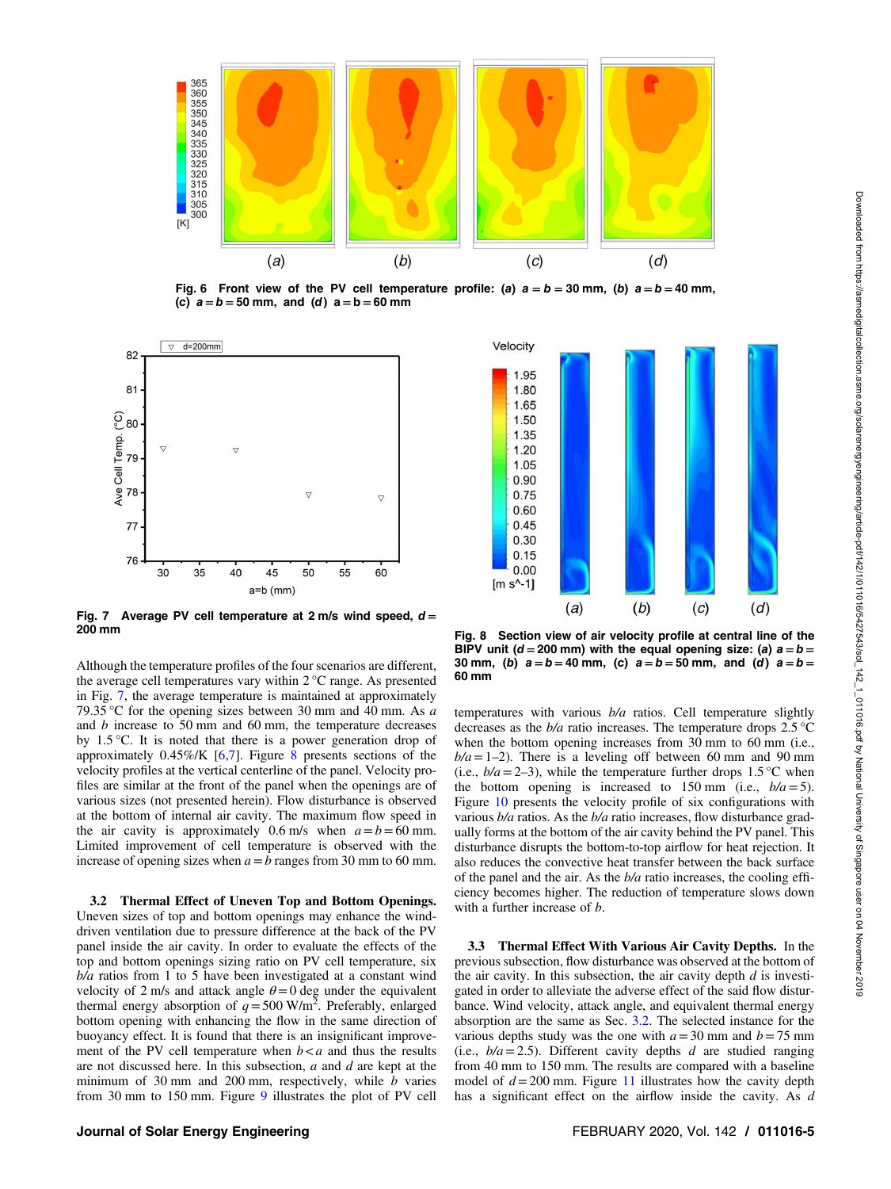Fig. 6 Front view of the PV cell temperature profile: (a) $a=b=30$ mm, (b) $a=b=40$ mm, (c) $a=b=50$ mm, and (d) $a=b=60$ mm

Fig. 7 Average PV cell temperature at 2 m/s wind speed, $d=200$ mm

Fig. 8 Section view of air velocity profile at central line of the BIPV unit ($d=200$ mm) with the equal opening size: (a) $a=b=30$ mm, (b) $a=b=40$ mm, (c) $a=b=50$ mm, and (d) $a=b=60$ mm

Although the temperature profiles of the four scenarios are different, the average cell temperatures vary within 2 °C range. As presented in Fig. 7, the average temperature is maintained at approximately 79.35 °C for the opening sizes between 30 mm and 40 mm. As $a$ and $b$ increase to 50 mm and 60 mm, the temperature decreases by 1.5 °C. It is noted that there is a power generation drop of approximately 0.45%/K [6,7]. Figure 8 presents sections of the velocity profiles at the vertical centerline of the panel. Velocity profiles are similar at the front of the panel when the openings are of various sizes (not presented herein). Flow disturbance is observed at the bottom of internal air cavity. The maximum flow speed in the air cavity is approximately 0.6 m/s when $a=b=60$ mm. Limited improvement of cell temperature is observed with the increase of opening sizes when $a=b$ ranges from 30 mm to 60 mm.

### 3.2 Thermal Effect of Uneven Top and Bottom Openings.

Uneven sizes of top and bottom openings may enhance the wind-driven ventilation due to pressure difference at the back of the PV panel inside the air cavity. In order to evaluate the effects of the top and bottom openings sizing ratio on PV cell temperature, six $b/a$ ratios from 1 to 5 have been investigated at a constant wind velocity of 2 m/s and attack angle $\theta=0$ deg under the equivalent thermal energy absorption of $q=500$ W/m$^2$. Preferably, enlarged bottom opening with enhancing the flow in the same direction of buoyancy effect. It is found that there is an insignificant improvement of the PV cell temperature when $b<a$ and thus the results are not discussed here. In this subsection, $a$ and $d$ are kept at the minimum of 30 mm and 200 mm, respectively, while $b$ varies from 30 mm to 150 mm. Figure 9 illustrates the plot of PV cell temperatures with various $b/a$ ratios. Cell temperature slightly decreases as the $b/a$ ratio increases. The temperature drops 2.5 °C when the bottom opening increases from 30 mm to 60 mm (i.e., $b/a=1$–2). There is a leveling off between 60 mm and 90 mm (i.e., $b/a=2$–3), while the temperature further drops 1.5 °C when the bottom opening is increased to 150 mm (i.e., $b/a=5$). Figure 10 presents the velocity profile of six configurations with various $b/a$ ratios. As the $b/a$ ratio increases, flow disturbance gradually forms at the bottom of the air cavity behind the PV panel. This disturbance disrupts the bottom-to-top airflow for heat rejection. It also reduces the convective heat transfer between the back surface of the panel and the air. As the $b/a$ ratio increases, the cooling efficiency becomes higher. The reduction of temperature slows down with a further increase of $b$.

### 3.3 Thermal Effect With Various Air Cavity Depths.

In the previous subsection, flow disturbance was observed at the bottom of the air cavity. In this subsection, the air cavity depth $d$ is investigated in order to alleviate the adverse effect of the said flow disturbance. Wind velocity, attack angle, and equivalent thermal energy absorption are the same as Sec. 3.2. The selected instance for the various depths study was the one with $a=30$ mm and $b=75$ mm (i.e., $b/a=2.5$). Different cavity depths $d$ are studied ranging from 40 mm to 150 mm. The results are compared with a baseline model of $d=200$ mm. Figure 11 illustrates how the cavity depth has a significant effect on the airflow inside the cavity. As $d$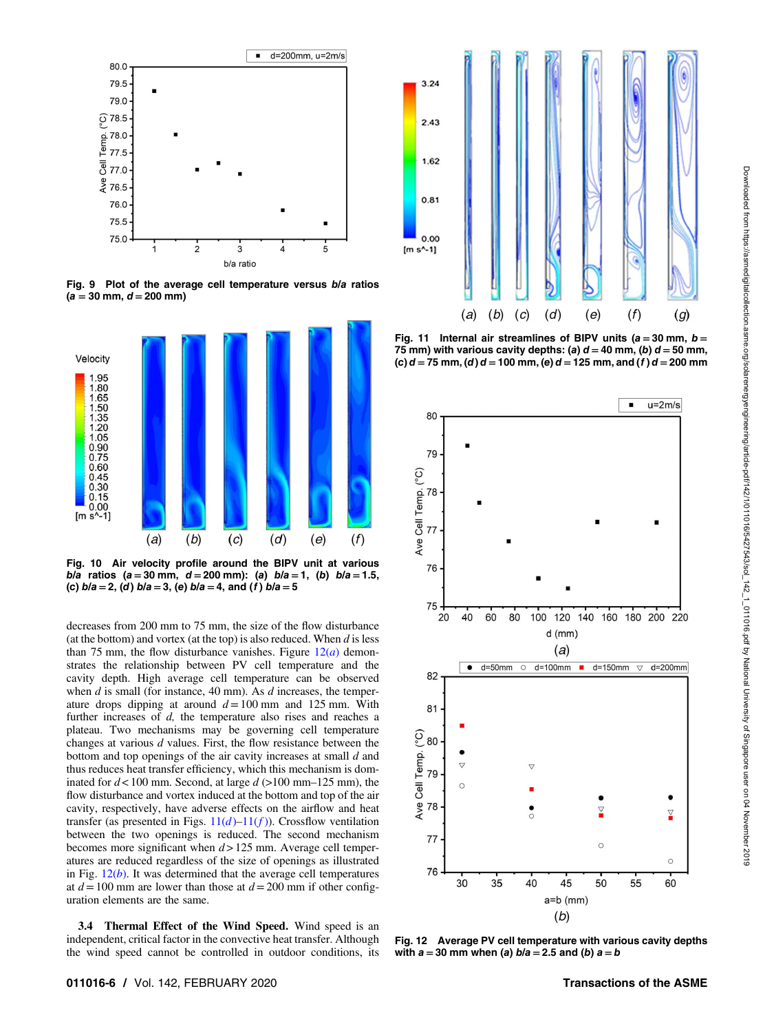Fig. 9 Plot of the average cell temperature versus $b/a$ ratios ($a = 30$ mm, $d = 200$ mm)

Fig. 10 Air velocity profile around the BIPV unit at various $b/a$ ratios ($a = 30$ mm, $d = 200$ mm): (a) $b/a = 1$, (b) $b/a = 1.5$, (c) $b/a = 2$, (d) $b/a = 3$, (e) $b/a = 4$, and (f) $b/a = 5$

decreases from 200 mm to 75 mm, the size of the flow disturbance (at the bottom) and vortex (at the top) is also reduced. When $d$ is less than 75 mm, the flow disturbance vanishes. Figure 12(a) demonstrates the relationship between PV cell temperature and the cavity depth. High average cell temperature can be observed when $d$ is small (for instance, 40 mm). As $d$ increases, the temperature drops dipping at around $d = 100$ mm and 125 mm. With further increases of $d$, the temperature also rises and reaches a plateau. Two mechanisms may be governing cell temperature changes at various $d$ values. First, the flow resistance between the bottom and top openings of the air cavity increases at small $d$ and thus reduces heat transfer efficiency, which this mechanism is dominated for $d < 100$ mm. Second, at large $d$ (>100 mm–125 mm), the flow disturbance and vortex induced at the bottom and top of the air cavity, respectively, have adverse effects on the airflow and heat transfer (as presented in Figs. 11(d)–11(f)). Crossflow ventilation between the two openings is reduced. The second mechanism becomes more significant when $d > 125$ mm. Average cell temperatures are reduced regardless of the size of openings as illustrated in Fig. 12(b). It was determined that the average cell temperatures at $d = 100$ mm are lower than those at $d = 200$ mm if other configuration elements are the same.

### 3.4 Thermal Effect of the Wind Speed.

Wind speed is an independent, critical factor in the convective heat transfer. Although the wind speed cannot be controlled in outdoor conditions, its

Fig. 11 Internal air streamlines of BIPV units ($a = 30$ mm, $b = 75$ mm) with various cavity depths: (a) $d = 40$ mm, (b) $d = 50$ mm, (c) $d = 75$ mm, (d) $d = 100$ mm, (e) $d = 125$ mm, and (f) $d = 200$ mm

Fig. 12 Average PV cell temperature with various cavity depths with $a = 30$ mm when (a) $b/a = 2.5$ and (b) $a = b$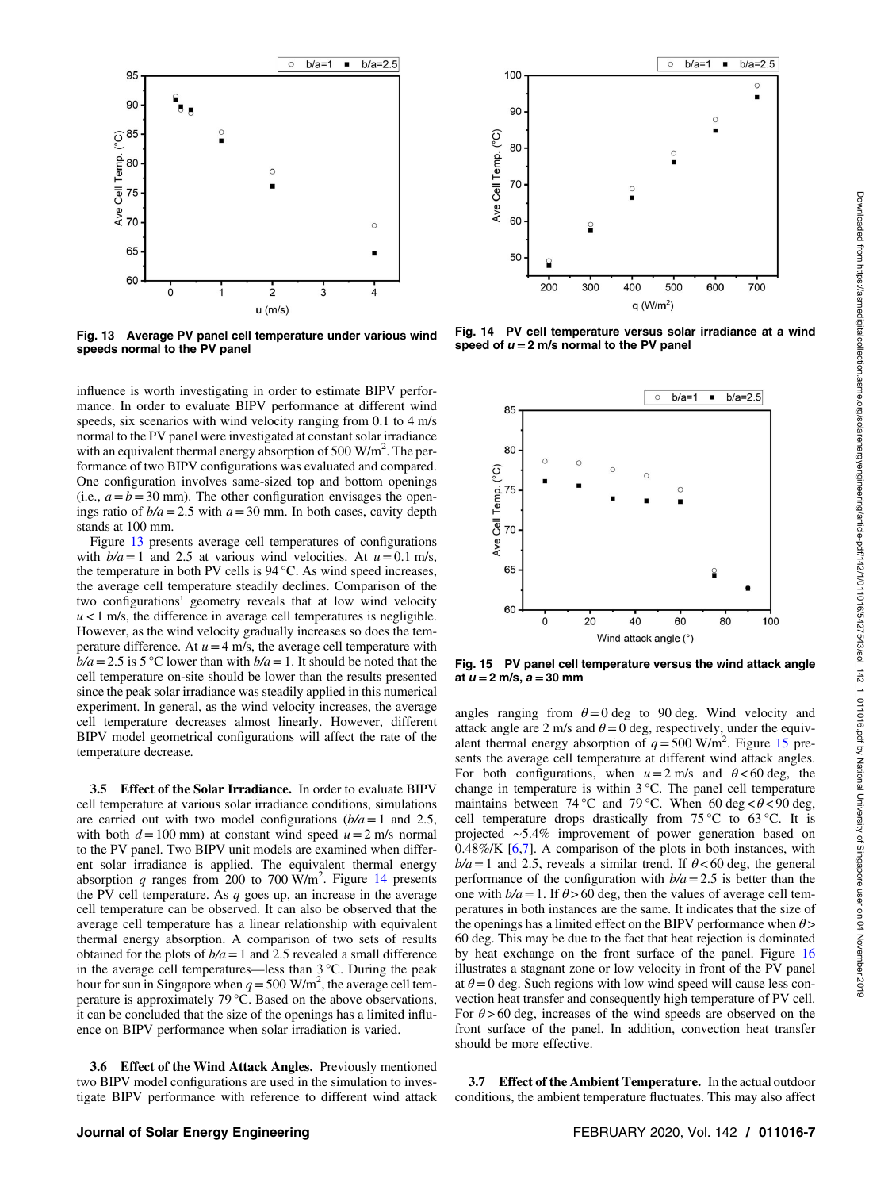Fig. 13 Average PV panel cell temperature under various wind speeds normal to the PV panel

Fig. 14 PV cell temperature versus solar irradiance at a wind speed of $u = 2$ m/s normal to the PV panel

Fig. 15 PV panel cell temperature versus the wind attack angle at $u = 2$ m/s, $a = 30$ mm

influence is worth investigating in order to estimate BIPV performance. In order to evaluate BIPV performance at different wind speeds, six scenarios with wind velocity ranging from 0.1 to 4 m/s normal to the PV panel were investigated at constant solar irradiance with an equivalent thermal energy absorption of 500 W/m$^2$. The performance of two BIPV configurations was evaluated and compared. One configuration involves same-sized top and bottom openings (i.e., $a = b = 30$ mm). The other configuration envisages the openings ratio of $b/a = 2.5$ with $a = 30$ mm. In both cases, cavity depth stands at 100 mm.

Figure 13 presents average cell temperatures of configurations with $b/a = 1$ and 2.5 at various wind velocities. At $u = 0.1$ m/s, the temperature in both PV cells is 94 °C. As wind speed increases, the average cell temperature steadily declines. Comparison of the two configurations' geometry reveals that at low wind velocity $u < 1$ m/s, the difference in average cell temperatures is negligible. However, as the wind velocity gradually increases so does the temperature difference. At $u = 4$ m/s, the average cell temperature with $b/a = 2.5$ is 5 °C lower than with $b/a = 1$. It should be noted that the cell temperature on-site should be lower than the results presented since the peak solar irradiance was steadily applied in this numerical experiment. In general, as the wind velocity increases, the average cell temperature decreases almost linearly. However, different BIPV model geometrical configurations will affect the rate of the temperature decrease.

**3.5 Effect of the Solar Irradiance.** In order to evaluate BIPV cell temperature at various solar irradiance conditions, simulations are carried out with two model configurations ($b/a = 1$ and 2.5, with both $d = 100$ mm) at constant wind speed $u = 2$ m/s normal to the PV panel. Two BIPV unit models are examined when different solar irradiance is applied. The equivalent thermal energy absorption $q$ ranges from 200 to 700 W/m$^2$. Figure 14 presents the PV cell temperature. As $q$ goes up, an increase in the average cell temperature can be observed. It can also be observed that the average cell temperature has a linear relationship with equivalent thermal energy absorption. A comparison of two sets of results obtained for the plots of $b/a = 1$ and 2.5 revealed a small difference in the average cell temperatures—less than 3 °C. During the peak hour for sun in Singapore when $q = 500$ W/m$^2$, the average cell temperature is approximately 79 °C. Based on the above observations, it can be concluded that the size of the openings has a limited influence on BIPV performance when solar irradiation is varied.

**3.6 Effect of the Wind Attack Angles.** Previously mentioned two BIPV model configurations are used in the simulation to investigate BIPV performance with reference to different wind attack angles ranging from $\theta = 0$ deg to 90 deg. Wind velocity and attack angle are 2 m/s and $\theta = 0$ deg, respectively, under the equivalent thermal energy absorption of $q = 500$ W/m$^2$. Figure 15 presents the average cell temperature at different wind attack angles. For both configurations, when $u = 2$ m/s and $\theta < 60$ deg, the change in temperature is within 3 °C. The panel cell temperature maintains between 74 °C and 79 °C. When 60 deg $< \theta <$ 90 deg, cell temperature drops drastically from 75 °C to 63 °C. It is projected ~5.4% improvement of power generation based on 0.48%/K [6,7]. A comparison of the plots in both instances, with $b/a = 1$ and 2.5, reveals a similar trend. If $\theta < 60$ deg, the general performance of the configuration with $b/a = 2.5$ is better than the one with $b/a = 1$. If $\theta > 60$ deg, then the values of average cell temperatures in both instances are the same. It indicates that the size of the openings has a limited effect on the BIPV performance when $\theta >$ 60 deg. This may be due to the fact that heat rejection is dominated by heat exchange on the front surface of the panel. Figure 16 illustrates a stagnant zone or low velocity in front of the PV panel at $\theta = 0$ deg. Such regions with low wind speed will cause less convection heat transfer and consequently high temperature of PV cell. For $\theta > 60$ deg, increases of the wind speeds are observed on the front surface of the panel. In addition, convection heat transfer should be more effective.

**3.7 Effect of the Ambient Temperature.** In the actual outdoor conditions, the ambient temperature fluctuates. This may also affect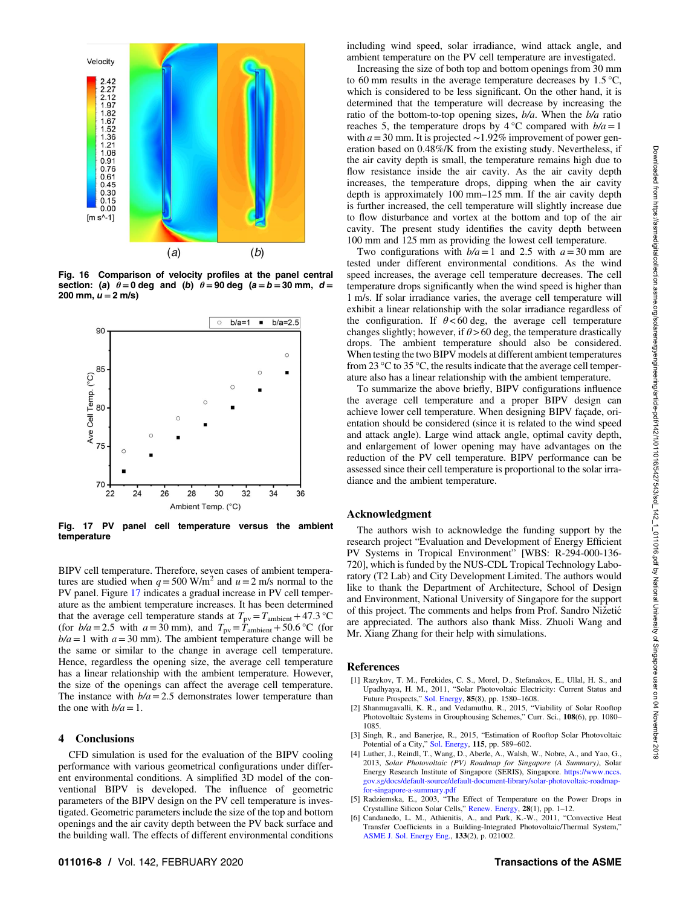Fig. 16 Comparison of velocity profiles at the panel central section: (a) $\theta = 0$ deg and (b) $\theta = 90$ deg ($a = b = 30$ mm, $d = 200$ mm, $u = 2$ m/s)

Fig. 17 PV panel cell temperature versus the ambient temperature

BIPV cell temperature. Therefore, seven cases of ambient temperatures are studied when $q = 500$ W/m$^2$ and $u = 2$ m/s normal to the PV panel. Figure 17 indicates a gradual increase in PV cell temperature as the ambient temperature increases. It has been determined that the average cell temperature stands at $T_{pv} = T_{ambient} + 47.3$ °C (for $b/a = 2.5$ with $a = 30$ mm), and $T_{pv} = T_{ambient} + 50.6$ °C (for $b/a = 1$ with $a = 30$ mm). The ambient temperature change will be the same or similar to the change in average cell temperature. Hence, regardless the opening size, the average cell temperature has a linear relationship with the ambient temperature. However, the size of the openings can affect the average cell temperature. The instance with $b/a = 2.5$ demonstrates lower temperature than the one with $b/a = 1$.

## 4 Conclusions

CFD simulation is used for the evaluation of the BIPV cooling performance with various geometrical configurations under different environmental conditions. A simplified 3D model of the conventional BIPV is developed. The influence of geometric parameters of the BIPV design on the PV cell temperature is investigated. Geometric parameters include the size of the top and bottom openings and the air cavity depth between the PV back surface and the building wall. The effects of different environmental conditions including wind speed, solar irradiance, wind attack angle, and ambient temperature on the PV cell temperature are investigated.

Increasing the size of both top and bottom openings from 30 mm to 60 mm results in the average temperature decreases by 1.5 °C, which is considered to be less significant. On the other hand, it is determined that the temperature will decrease by increasing the ratio of the bottom-to-top opening sizes, $b/a$. When the $b/a$ ratio reaches 5, the temperature drops by 4 °C compared with $b/a = 1$ with $a = 30$ mm. It is projected ~1.92% improvement of power generation based on 0.48%/K from the existing study. Nevertheless, if the air cavity depth is small, the temperature remains high due to flow resistance inside the air cavity. As the air cavity depth increases, the temperature drops, dipping when the air cavity depth is approximately 100 mm–125 mm. If the air cavity depth is further increased, the cell temperature will slightly increase due to flow disturbance and vortex at the bottom and top of the air cavity. The present study identifies the cavity depth between 100 mm and 125 mm as providing the lowest cell temperature.

Two configurations with $b/a = 1$ and 2.5 with $a = 30$ mm are tested under different environmental conditions. As the wind speed increases, the average cell temperature decreases. The cell temperature drops significantly when the wind speed is higher than 1 m/s. If solar irradiance varies, the average cell temperature will exhibit a linear relationship with the solar irradiance regardless of the configuration. If $\theta < 60$ deg, the average cell temperature changes slightly; however, if $\theta > 60$ deg, the temperature drastically drops. The ambient temperature should also be considered. When testing the two BIPV models at different ambient temperatures from 23 °C to 35 °C, the results indicate that the average cell temperature also has a linear relationship with the ambient temperature.

To summarize the above briefly, BIPV configurations influence the average cell temperature and a proper BIPV design can achieve lower cell temperature. When designing BIPV façade, orientation should be considered (since it is related to the wind speed and attack angle). Large wind attack angle, optimal cavity depth, and enlargement of lower opening may have advantages on the reduction of the PV cell temperature. BIPV performance can be assessed since their cell temperature is proportional to the solar irradiance and the ambient temperature.

## Acknowledgment

The authors wish to acknowledge the funding support by the research project "Evaluation and Development of Energy Efficient PV Systems in Tropical Environment" [WBS: R-294-000-136-720], which is funded by the NUS-CDL Tropical Technology Laboratory (T2 Lab) and City Development Limited. The authors would like to thank the Department of Architecture, School of Design and Environment, National University of Singapore for the support of this project. The comments and helps from Prof. Sandro Nižetić are appreciated. The authors also thank Miss. Zhuoli Wang and Mr. Xiang Zhang for their help with simulations.

## References

[1] Razykov, T. M., Ferekides, C. S., Morel, D., Stefanakos, E., Ullal, H. S., and Upadhyaya, H. M., 2011, "Solar Photovoltaic Electricity: Current Status and Future Prospects," Sol. Energy, **85**(8), pp. 1580–1608.

[2] Shanmugavalli, K. R., and Vedamuthu, R., 2015, "Viability of Solar Rooftop Photovoltaic Systems in Grouphousing Schemes," Curr. Sci., **108**(6), pp. 1080–1085.

[3] Singh, R., and Banerjee, R., 2015, "Estimation of Rooftop Solar Photovoltaic Potential of a City," Sol. Energy, **115**, pp. 589–602.

[4] Luther, J., Reindl, T., Wang, D., Aberle, A., Walsh, W., Nobre, A., and Yao, G., 2013, *Solar Photovoltaic (PV) Roadmap for Singapore (A Summary)*, Solar Energy Research Institute of Singapore (SERIS), Singapore. https://www.nccs.gov.sg/docs/default-source/default-document-library/solar-photovoltaic-roadmap-for-singapore-a-summary.pdf

[5] Radziemska, E., 2003, "The Effect of Temperature on the Power Drops in Crystalline Silicon Solar Cells," Renew. Energy, **28**(1), pp. 1–12.

[6] Candanedo, L. M., Athienitis, A., and Park, K.-W., 2011, "Convective Heat Transfer Coefficients in a Building-Integrated Photovoltaic/Thermal System," ASME J. Sol. Energy Eng., **133**(2), p. 021002.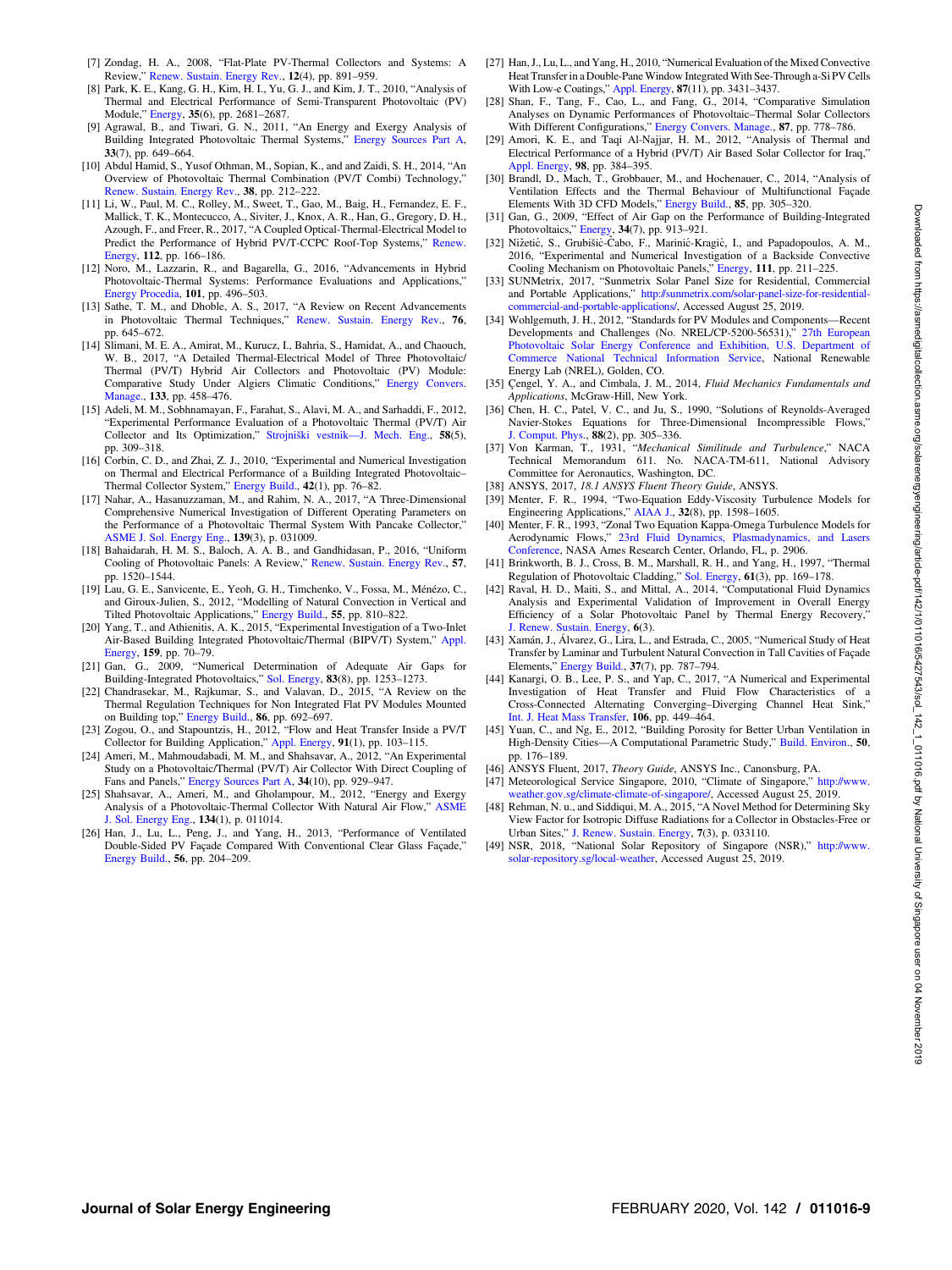[7] Zondag, H. A., 2008, "Flat-Plate PV-Thermal Collectors and Systems: A Review," Renew. Sustain. Energy Rev., **12**(4), pp. 891–959.

[8] Park, K. E., Kang, G. H., Kim, H. I., Yu, G. J., and Kim, J. T., 2010, "Analysis of Thermal and Electrical Performance of Semi-Transparent Photovoltaic (PV) Module," Energy, **35**(6), pp. 2681–2687.

[9] Agrawal, B., and Tiwari, G. N., 2011, "An Energy and Exergy Analysis of Building Integrated Photovoltaic Thermal Systems," Energy Sources Part A, **33**(7), pp. 649–664.

[10] Abdul Hamid, S., Yusof Othman, M., Sopian, K., and and Zaidi, S. H., 2014, "An Overview of Photovoltaic Thermal Combination (PV/T Combi) Technology," Renew. Sustain. Energy Rev., **38**, pp. 212–222.

[11] Li, W., Paul, M. C., Rolley, M., Sweet, T., Gao, M., Baig, H., Fernandez, E. F., Mallick, T. K., Montecucco, A., Siviter, J., Knox, A. R., Han, G., Gregory, D. H., Azough, F., and Freer, R., 2017, "A Coupled Optical-Thermal-Electrical Model to Predict the Performance of Hybrid PV/T-CCPC Roof-Top Systems," Renew. Energy, **112**, pp. 166–186.

[12] Noro, M., Lazzarin, R., and Bagarella, G., 2016, "Advancements in Hybrid Photovoltaic-Thermal Systems: Performance Evaluations and Applications," Energy Procedia, **101**, pp. 496–503.

[13] Sathe, T. M., and Dhoble, A. S., 2017, "A Review on Recent Advancements in Photovoltaic Thermal Techniques," Renew. Sustain. Energy Rev., **76**, pp. 645–672.

[14] Slimani, M. E. A., Amirat, M., Kurucz, I., Bahria, S., Hamidat, A., and Chaouch, W. B., 2017, "A Detailed Thermal-Electrical Model of Three Photovoltaic/Thermal (PV/T) Hybrid Air Collectors and Photovoltaic (PV) Module: Comparative Study Under Algiers Climatic Conditions," Energy Convers. Manage., **133**, pp. 458–476.

[15] Adeli, M. M., Sobhnamayan, F., Farahat, S., Alavi, M. A., and Sarhaddi, F., 2012, "Experimental Performance Evaluation of a Photovoltaic Thermal (PV/T) Air Collector and Its Optimization," Strojniški vestnik—J. Mech. Eng., **58**(5), pp. 309–318.

[16] Corbin, C. D., and Zhai, Z. J., 2010, "Experimental and Numerical Investigation on Thermal and Electrical Performance of a Building Integrated Photovoltaic–Thermal Collector System," Energy Build., **42**(1), pp. 76–82.

[17] Nahar, A., Hasanuzzaman, M., and Rahim, N. A., 2017, "A Three-Dimensional Comprehensive Numerical Investigation of Different Operating Parameters on the Performance of a Photovoltaic Thermal System With Pancake Collector," ASME J. Sol. Energy Eng., **139**(3), p. 031009.

[18] Bahaidarah, H. M. S., Baloch, A. A. B., and Gandhidasan, P., 2016, "Uniform Cooling of Photovoltaic Panels: A Review," Renew. Sustain. Energy Rev., **57**, pp. 1520–1544.

[19] Lau, G. E., Sanvicente, E., Yeoh, G. H., Timchenko, V., Fossa, M., Ménézo, C., and Giroux-Julien, S., 2012, "Modelling of Natural Convection in Vertical and Tilted Photovoltaic Applications," Energy Build., **55**, pp. 810–822.

[20] Yang, T., and Athienitis, A. K., 2015, "Experimental Investigation of a Two-Inlet Air-Based Building Integrated Photovoltaic/Thermal (BIPV/T) System," Appl. Energy, **159**, pp. 70–79.

[21] Gan, G., 2009, "Numerical Determination of Adequate Air Gaps for Building-Integrated Photovoltaics," Sol. Energy, **83**(8), pp. 1253–1273.

[22] Chandrasekar, M., Rajkumar, S., and Valavan, D., 2015, "A Review on the Thermal Regulation Techniques for Non Integrated Flat PV Modules Mounted on Building top," Energy Build., **86**, pp. 692–697.

[23] Zogou, O., and Stapountzis, H., 2012, "Flow and Heat Transfer Inside a PV/T Collector for Building Application," Appl. Energy, **91**(1), pp. 103–115.

[24] Ameri, M., Mahmoudabadi, M. M., and Shahsavar, A., 2012, "An Experimental Study on a Photovoltaic/Thermal (PV/T) Air Collector With Direct Coupling of Fans and Panels," Energy Sources Part A, **34**(10), pp. 929–947.

[25] Shahsavar, A., Ameri, M., and Gholampour, M., 2012, "Energy and Exergy Analysis of a Photovoltaic-Thermal Collector With Natural Air Flow," ASME J. Sol. Energy Eng., **134**(1), p. 011014.

[26] Han, J., Lu, L., Peng, J., and Yang, H., 2013, "Performance of Ventilated Double-Sided PV Façade Compared With Conventional Clear Glass Façade," Energy Build., **56**, pp. 204–209.

[27] Han, J., Lu, L., and Yang, H., 2010, "Numerical Evaluation of the Mixed Convective Heat Transfer in a Double-Pane Window Integrated With See-Through a-Si PV Cells With Low-e Coatings," Appl. Energy, **87**(11), pp. 3431–3437.

[28] Shan, F., Tang, F., Cao, L., and Fang, G., 2014, "Comparative Simulation Analyses on Dynamic Performances of Photovoltaic–Thermal Solar Collectors With Different Configurations," Energy Convers. Manage., **87**, pp. 778–786.

[29] Amori, K. E., and Taqi Al-Najjar, H. M., 2012, "Analysis of Thermal and Electrical Performance of a Hybrid (PV/T) Air Based Solar Collector for Iraq," Appl. Energy, **98**, pp. 384–395.

[30] Brandl, D., Mach, T., Grobbauer, M., and Hochenauer, C., 2014, "Analysis of Ventilation Effects and the Thermal Behaviour of Multifunctional Façade Elements With 3D CFD Models," Energy Build., **85**, pp. 305–320.

[31] Gan, G., 2009, "Effect of Air Gap on the Performance of Building-Integrated Photovoltaics," Energy, **34**(7), pp. 913–921.

[32] Nižetić, S., Grubišić-Čabo, F., Marinić-Kragić, I., and Papadopoulos, A. M., 2016, "Experimental and Numerical Investigation of a Backside Convective Cooling Mechanism on Photovoltaic Panels," Energy, **111**, pp. 211–225.

[33] SUNMetrix, 2017, "Sunmetrix Solar Panel Size for Residential, Commercial and Portable Applications," http://sunmetrix.com/solar-panel-size-for-residential-commercial-and-portable-applications/, Accessed August 25, 2019.

[34] Wohlgemuth, J. H., 2012, "Standards for PV Modules and Components—Recent Developments and Challenges (No. NREL/CP-5200-56531)," 27th European Photovoltaic Solar Energy Conference and Exhibition, U.S. Department of Commerce National Technical Information Service, National Renewable Energy Lab (NREL), Golden, CO.

[35] Çengel, Y. A., and Cimbala, J. M., 2014, *Fluid Mechanics Fundamentals and Applications*, McGraw-Hill, New York.

[36] Chen, H. C., Patel, V. C., and Ju, S., 1990, "Solutions of Reynolds-Averaged Navier-Stokes Equations for Three-Dimensional Incompressible Flows," J. Comput. Phys., **88**(2), pp. 305–336.

[37] Von Karman, T., 1931, "*Mechanical Similitude and Turbulence*," NACA Technical Memorandum 611. No. NACA-TM-611, National Advisory Committee for Aeronautics, Washington, DC.

[38] ANSYS, 2017, *18.1 ANSYS Fluent Theory Guide*, ANSYS.

[39] Menter, F. R., 1994, "Two-Equation Eddy-Viscosity Turbulence Models for Engineering Applications," AIAA J., **32**(8), pp. 1598–1605.

[40] Menter, F. R., 1993, "Zonal Two Equation Kappa-Omega Turbulence Models for Aerodynamic Flows," 23rd Fluid Dynamics, Plasmadynamics, and Lasers Conference, NASA Ames Research Center, Orlando, FL, p. 2906.

[41] Brinkworth, B. J., Cross, B. M., Marshall, R. H., and Yang, H., 1997, "Thermal Regulation of Photovoltaic Cladding," Sol. Energy, **61**(3), pp. 169–178.

[42] Raval, H. D., Maiti, S., and Mittal, A., 2014, "Computational Fluid Dynamics Analysis and Experimental Validation of Improvement in Overall Energy Efficiency of a Solar Photovoltaic Panel by Thermal Energy Recovery," J. Renew. Sustain. Energy, **6**(3).

[43] Xamán, J., Álvarez, G., Lira, L., and Estrada, C., 2005, "Numerical Study of Heat Transfer by Laminar and Turbulent Natural Convection in Tall Cavities of Façade Elements," Energy Build., **37**(7), pp. 787–794.

[44] Kanargi, O. B., Lee, P. S., and Yap, C., 2017, "A Numerical and Experimental Investigation of Heat Transfer and Fluid Flow Characteristics of a Cross-Connected Alternating Converging–Diverging Channel Heat Sink," Int. J. Heat Mass Transfer, **106**, pp. 449–464.

[45] Yuan, C., and Ng, E., 2012, "Building Porosity for Better Urban Ventilation in High-Density Cities—A Computational Parametric Study," Build. Environ., **50**, pp. 176–189.

[46] ANSYS Fluent, 2017, *Theory Guide*, ANSYS Inc., Canonsburg, PA.

[47] Meteorological Service Singapore, 2010, "Climate of Singapore," http://www.weather.gov.sg/climate-climate-of-singapore/, Accessed August 25, 2019.

[48] Rehman, N. u., and Siddiqui, M. A., 2015, "A Novel Method for Determining Sky View Factor for Isotropic Diffuse Radiations for a Collector in Obstacles-Free or Urban Sites," J. Renew. Sustain. Energy, **7**(3), p. 033110.

[49] NSR, 2018, "National Solar Repository of Singapore (NSR)," http://www.solar-repository.sg/local-weather, Accessed August 25, 2019.